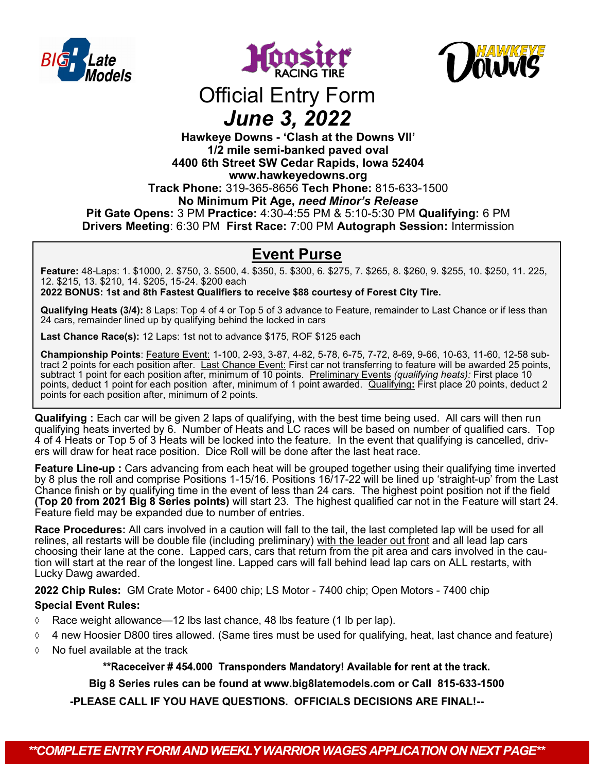# Official Entry Form

## *June 3, 2022*

**Hawkeye Downs - 'Clash at the Downs VII'**
**1/2 mile semi-banked paved oval**
**4400 6th Street SW Cedar Rapids, Iowa 52404**
**www.hawkeyedowns.org**
**Track Phone:** 319-365-8656 **Tech Phone:** 815-633-1500
**No Minimum Pit Age,** ***need Minor's Release***
**Pit Gate Opens:** 3 PM **Practice:** 4:30-4:55 PM & 5:10-5:30 PM **Qualifying:** 6 PM
**Drivers Meeting**: 6:30 PM **First Race:** 7:00 PM **Autograph Session:** Intermission

## Event Purse

**Feature:** 48-Laps: 1. $1000, 2. $750, 3. $500, 4. $350, 5. $300, 6. $275, 7. $265, 8. $260, 9. $255, 10. $250, 11. 225, 12. $215, 13. $210, 14. $205, 15-24. $200 each
**2022 BONUS: 1st and 8th Fastest Qualifiers to receive $88 courtesy of Forest City Tire.**

**Qualifying Heats (3/4):** 8 Laps: Top 4 of 4 or Top 5 of 3 advance to Feature, remainder to Last Chance or if less than 24 cars, remainder lined up by qualifying behind the locked in cars

**Last Chance Race(s):** 12 Laps: 1st not to advance $175, ROF $125 each

**Championship Points**: Feature Event: 1-100, 2-93, 3-87, 4-82, 5-78, 6-75, 7-72, 8-69, 9-66, 10-63, 11-60, 12-58 subtract 2 points for each position after. Last Chance Event: First car not transferring to feature will be awarded 25 points, subtract 1 point for each position after, minimum of 10 points. Preliminary Events *(qualifying heats):* First place 10 points, deduct 1 point for each position after, minimum of 1 point awarded. Qualifying**:** First place 20 points, deduct 2 points for each position after, minimum of 2 points.

**Qualifying :** Each car will be given 2 laps of qualifying, with the best time being used. All cars will then run qualifying heats inverted by 6. Number of Heats and LC races will be based on number of qualified cars. Top 4 of 4 Heats or Top 5 of 3 Heats will be locked into the feature. In the event that qualifying is cancelled, drivers will draw for heat race position. Dice Roll will be done after the last heat race.

**Feature Line-up :** Cars advancing from each heat will be grouped together using their qualifying time inverted by 8 plus the roll and comprise Positions 1-15/16. Positions 16/17-22 will be lined up 'straight-up' from the Last Chance finish or by qualifying time in the event of less than 24 cars. The highest point position not if the field **(Top 20 from 2021 Big 8 Series points)** will start 23. The highest qualified car not in the Feature will start 24. Feature field may be expanded due to number of entries.

**Race Procedures:** All cars involved in a caution will fall to the tail, the last completed lap will be used for all relines, all restarts will be double file (including preliminary) with the leader out front and all lead lap cars choosing their lane at the cone. Lapped cars, cars that return from the pit area and cars involved in the caution will start at the rear of the longest line. Lapped cars will fall behind lead lap cars on ALL restarts, with Lucky Dawg awarded.

**2022 Chip Rules:** GM Crate Motor - 6400 chip; LS Motor - 7400 chip; Open Motors - 7400 chip

**Special Event Rules:**

- Race weight allowance—12 lbs last chance, 48 lbs feature (1 lb per lap).
- 4 new Hoosier D800 tires allowed. (Same tires must be used for qualifying, heat, last chance and feature)
- No fuel available at the track

**\*\*Raceceiver # 454.000 Transponders Mandatory! Available for rent at the track.**

**Big 8 Series rules can be found at www.big8latemodels.com or Call 815-633-1500**

**-PLEASE CALL IF YOU HAVE QUESTIONS. OFFICIALS DECISIONS ARE FINAL!--**

***\*\*COMPLETE ENTRY FORM AND WEEKLY WARRIOR WAGES APPLICATION ON NEXT PAGE\*\****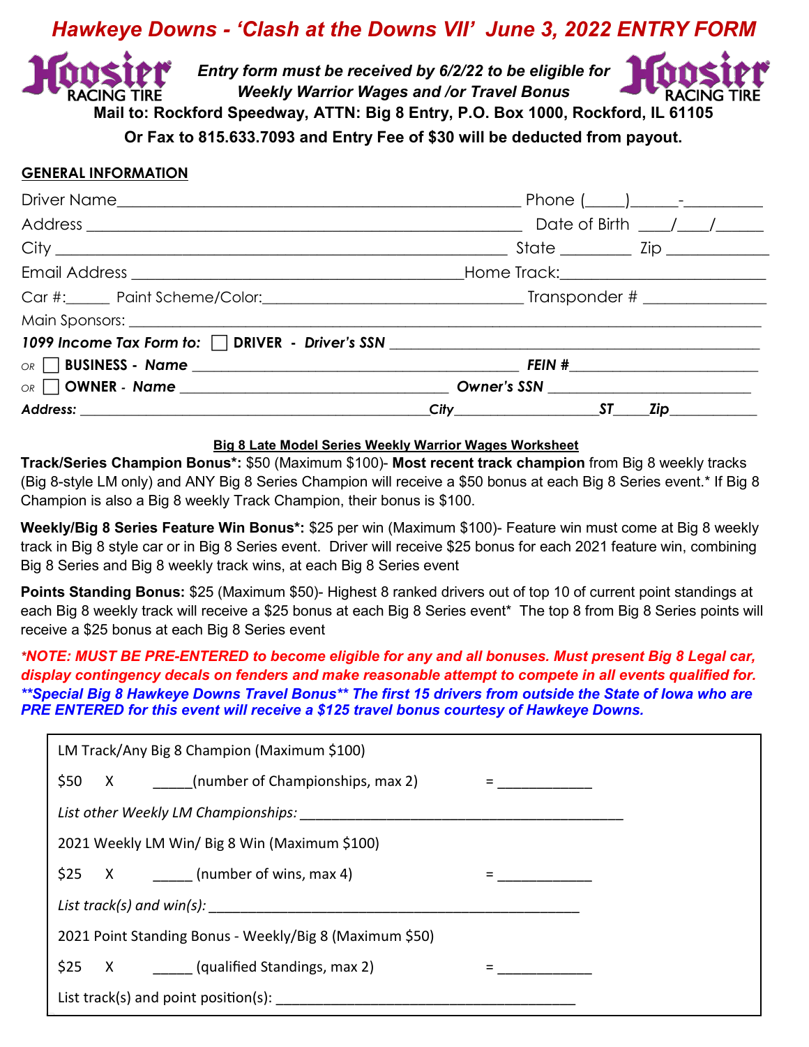# Hawkeye Downs - 'Clash at the Downs VII' June 3, 2022 ENTRY FORM

Hoosier RACING TIRE

***Entry form must be received by 6/2/22 to be eligible for Weekly Warrior Wages and /or Travel Bonus***

**Mail to: Rockford Speedway, ATTN: Big 8 Entry, P.O. Box 1000, Rockford, IL 61105**

**Or Fax to 815.633.7093 and Entry Fee of $30 will be deducted from payout.**

## GENERAL INFORMATION

Driver Name_______________________________________________ Phone (____)_____-_________

Address ______________________________________________________ Date of Birth ____/____/______

City ______________________________________________________ State ________ Zip ____________

Email Address ______________________________________Home Track:________________________

Car #:______ Paint Scheme/Color:_______________________________ Transponder # ______________

Main Sponsors: ______________________________________________________________________

***1099 Income Tax Form to:*** ☐ **DRIVER** - ***Driver's SSN*** ________________________________________

*OR* ☐ **BUSINESS** - ***Name*** ______________________________________ ***FEIN #***______________________

*OR* ☐ **OWNER** - ***Name*** _______________________________ ***Owner's SSN*** _______________________

***Address:*** _____________________________________________***City***__________________***ST***____***Zip***___________

**Big 8 Late Model Series Weekly Warrior Wages Worksheet**

**Track/Series Champion Bonus*:** $50 (Maximum $100)- **Most recent track champion** from Big 8 weekly tracks (Big 8-style LM only) and ANY Big 8 Series Champion will receive a $50 bonus at each Big 8 Series event.* If Big 8 Champion is also a Big 8 weekly Track Champion, their bonus is $100.

**Weekly/Big 8 Series Feature Win Bonus*:** $25 per win (Maximum $100)- Feature win must come at Big 8 weekly track in Big 8 style car or in Big 8 Series event. Driver will receive $25 bonus for each 2021 feature win, combining Big 8 Series and Big 8 weekly track wins, at each Big 8 Series event

**Points Standing Bonus:** $25 (Maximum $50)- Highest 8 ranked drivers out of top 10 of current point standings at each Big 8 weekly track will receive a $25 bonus at each Big 8 Series event* The top 8 from Big 8 Series points will receive a $25 bonus at each Big 8 Series event

***\*NOTE: MUST BE PRE-ENTERED to become eligible for any and all bonuses. Must present Big 8 Legal car, display contingency decals on fenders and make reasonable attempt to compete in all events qualified for.***

***\*\*Special Big 8 Hawkeye Downs Travel Bonus\*\* The first 15 drivers from outside the State of Iowa who are PRE ENTERED for this event will receive a $125 travel bonus courtesy of Hawkeye Downs.***

LM Track/Any Big 8 Champion (Maximum $100)

$50 X _____(number of Championships, max 2) = ____________

*List other Weekly LM Championships:* ________________________________________

2021 Weekly LM Win/ Big 8 Win (Maximum $100)

$25 X _____ (number of wins, max 4) = ____________

*List track(s) and win(s):* ______________________________________________

2021 Point Standing Bonus - Weekly/Big 8 (Maximum $50)

$25 X _____ (qualified Standings, max 2) = ____________

List track(s) and point position(s): ____________________________________